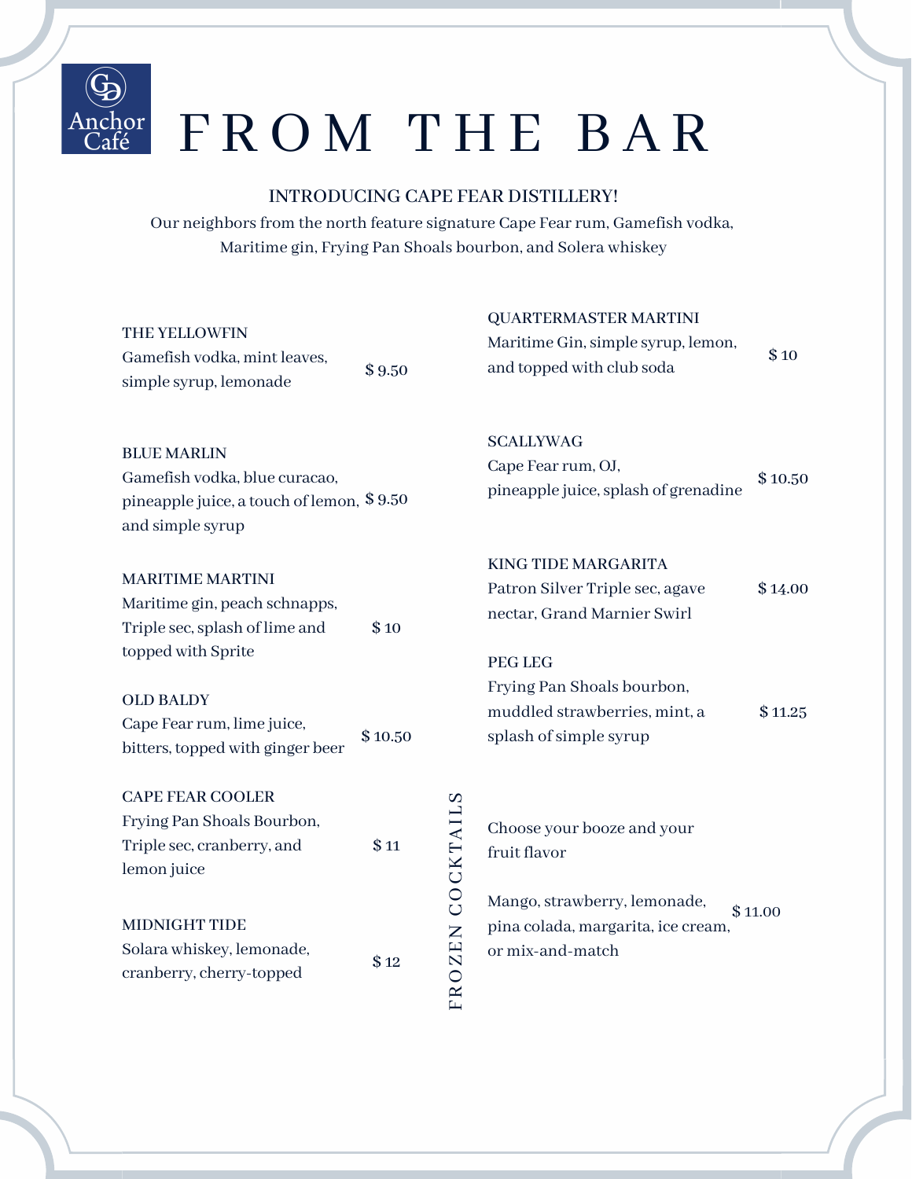Anchor Café

# FROM THE BAR

## INTRODUCING CAPE FEAR DISTILLERY!

Our neighbors from the north feature signature Cape Fear rum, Gamefish vodka, Maritime gin, Frying Pan Shoals bourbon, and Solera whiskey

### THE YELLOWFIN

Gamefish vodka, mint leaves, simple syrup, lemonade

$ 9.50

### BLUE MARLIN

Gamefish vodka, blue curacao, pineapple juice, a touch of lemon, and simple syrup

$ 9.50

### MARITIME MARTINI

Maritime gin, peach schnapps, Triple sec, splash of lime and topped with Sprite

$ 10

### OLD BALDY

Cape Fear rum, lime juice, bitters, topped with ginger beer

$ 10.50

### CAPE FEAR COOLER

Frying Pan Shoals Bourbon, Triple sec, cranberry, and lemon juice

$ 11

### MIDNIGHT TIDE

Solara whiskey, lemonade, cranberry, cherry-topped

$ 12

### QUARTERMASTER MARTINI

Maritime Gin, simple syrup, lemon, and topped with club soda

$ 10

### SCALLYWAG

Cape Fear rum, OJ, pineapple juice, splash of grenadine

$ 10.50

### KING TIDE MARGARITA

Patron Silver Triple sec, agave nectar, Grand Marnier Swirl

$ 14.00

### PEG LEG

Frying Pan Shoals bourbon, muddled strawberries, mint, a splash of simple syrup

$ 11.25

## FROZEN COCKTAILS

Choose your booze and your fruit flavor

Mango, strawberry, lemonade, pina colada, margarita, ice cream, or mix-and-match

$ 11.00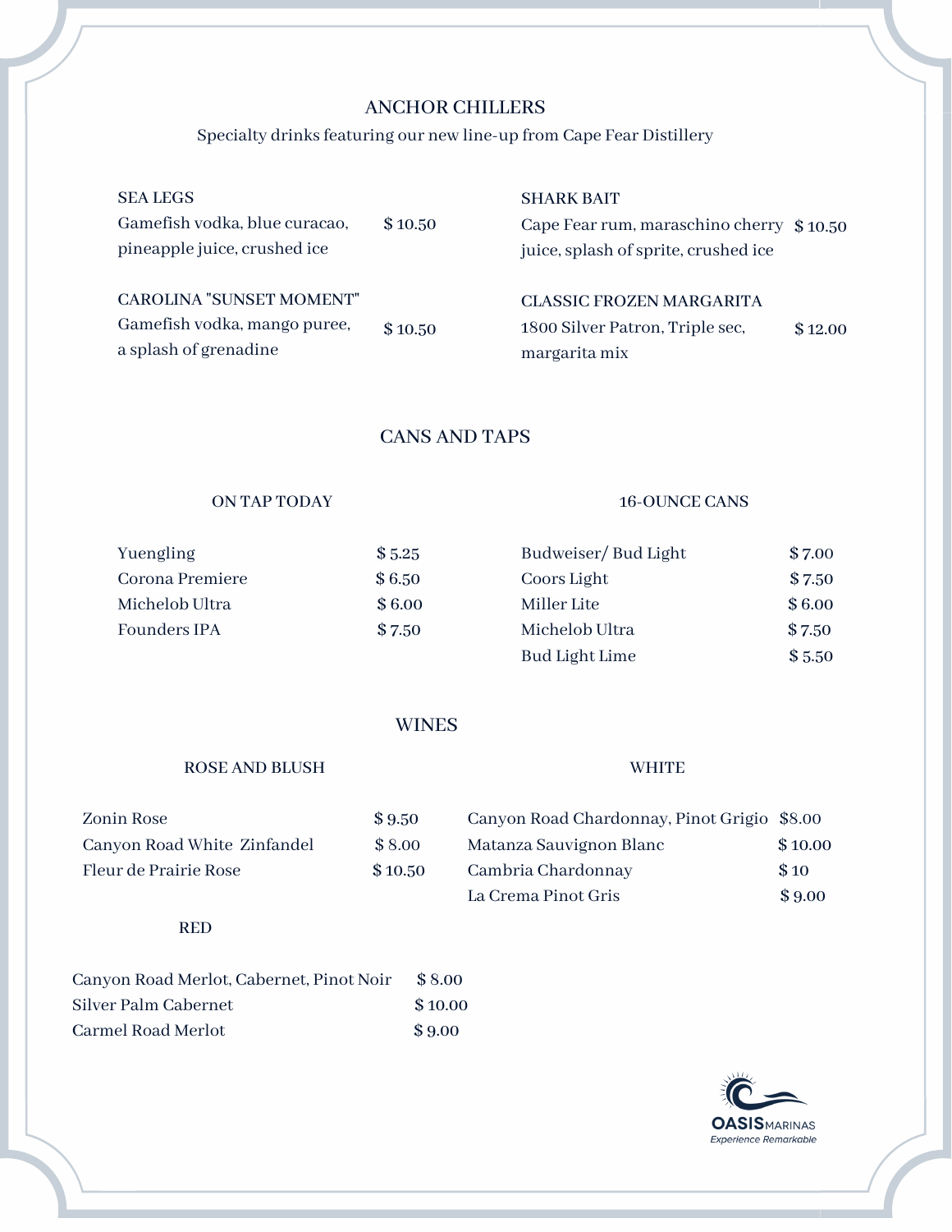## ANCHOR CHILLERS

Specialty drinks featuring our new line-up from Cape Fear Distillery

**SEA LEGS**
Gamefish vodka, blue curacao, pineapple juice, crushed ice — $ 10.50

**CAROLINA "SUNSET MOMENT"**
Gamefish vodka, mango puree, a splash of grenadine — $ 10.50

**SHARK BAIT**
Cape Fear rum, maraschino cherry juice, splash of sprite, crushed ice — $ 10.50

**CLASSIC FROZEN MARGARITA**
1800 Silver Patron, Triple sec, margarita mix — $ 12.00

## CANS AND TAPS

### ON TAP TODAY

| Item | Price |
|---|---|
| Yuengling | $ 5.25 |
| Corona Premiere | $ 6.50 |
| Michelob Ultra | $ 6.00 |
| Founders IPA | $ 7.50 |

### 16-OUNCE CANS

| Item | Price |
|---|---|
| Budweiser/ Bud Light | $ 7.00 |
| Coors Light | $ 7.50 |
| Miller Lite | $ 6.00 |
| Michelob Ultra | $ 7.50 |
| Bud Light Lime | $ 5.50 |

## WINES

### ROSE AND BLUSH

| Item | Price |
|---|---|
| Zonin Rose | $ 9.50 |
| Canyon Road White Zinfandel | $ 8.00 |
| Fleur de Prairie Rose | $ 10.50 |

### WHITE

| Item | Price |
|---|---|
| Canyon Road Chardonnay, Pinot Grigio | $8.00 |
| Matanza Sauvignon Blanc | $ 10.00 |
| Cambria Chardonnay | $ 10 |
| La Crema Pinot Gris | $ 9.00 |

### RED

| Item | Price |
|---|---|
| Canyon Road Merlot, Cabernet, Pinot Noir | $ 8.00 |
| Silver Palm Cabernet | $ 10.00 |
| Carmel Road Merlot | $ 9.00 |

OASIS MARINAS
*Experience Remarkable*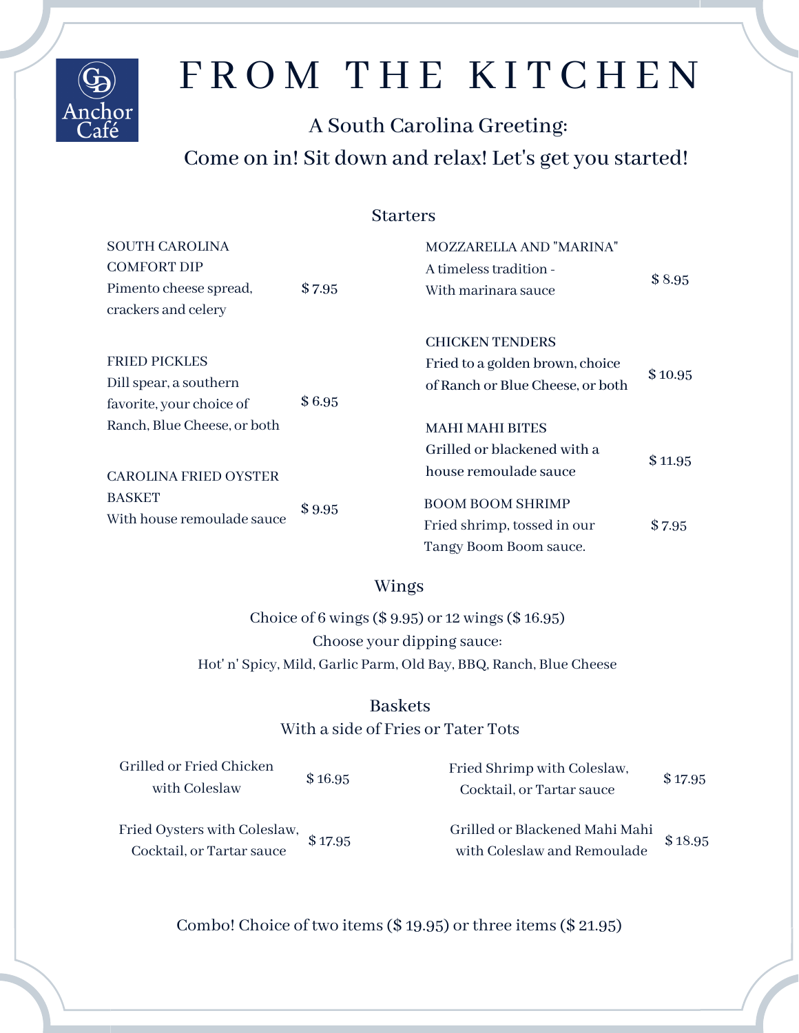# FROM THE KITCHEN

Anchor Café

A South Carolina Greeting:
Come on in! Sit down and relax! Let's get you started!

## Starters

**SOUTH CAROLINA COMFORT DIP** — $ 7.95
Pimento cheese spread, crackers and celery

**FRIED PICKLES** — $ 6.95
Dill spear, a southern favorite, your choice of Ranch, Blue Cheese, or both

**CAROLINA FRIED OYSTER BASKET** — $ 9.95
With house remoulade sauce

**MOZZARELLA AND "MARINA"** — $ 8.95
A timeless tradition - With marinara sauce

**CHICKEN TENDERS** — $ 10.95
Fried to a golden brown, choice of Ranch or Blue Cheese, or both

**MAHI MAHI BITES** — $ 11.95
Grilled or blackened with a house remoulade sauce

**BOOM BOOM SHRIMP** — $ 7.95
Fried shrimp, tossed in our Tangy Boom Boom sauce.

## Wings

Choice of 6 wings ($ 9.95) or 12 wings ($ 16.95)
Choose your dipping sauce:
Hot' n' Spicy, Mild, Garlic Parm, Old Bay, BBQ, Ranch, Blue Cheese

## Baskets

With a side of Fries or Tater Tots

Grilled or Fried Chicken with Coleslaw — $ 16.95

Fried Oysters with Coleslaw, Cocktail, or Tartar sauce — $ 17.95

Fried Shrimp with Coleslaw, Cocktail, or Tartar sauce — $ 17.95

Grilled or Blackened Mahi Mahi with Coleslaw and Remoulade — $ 18.95

Combo! Choice of two items ($ 19.95) or three items ($ 21.95)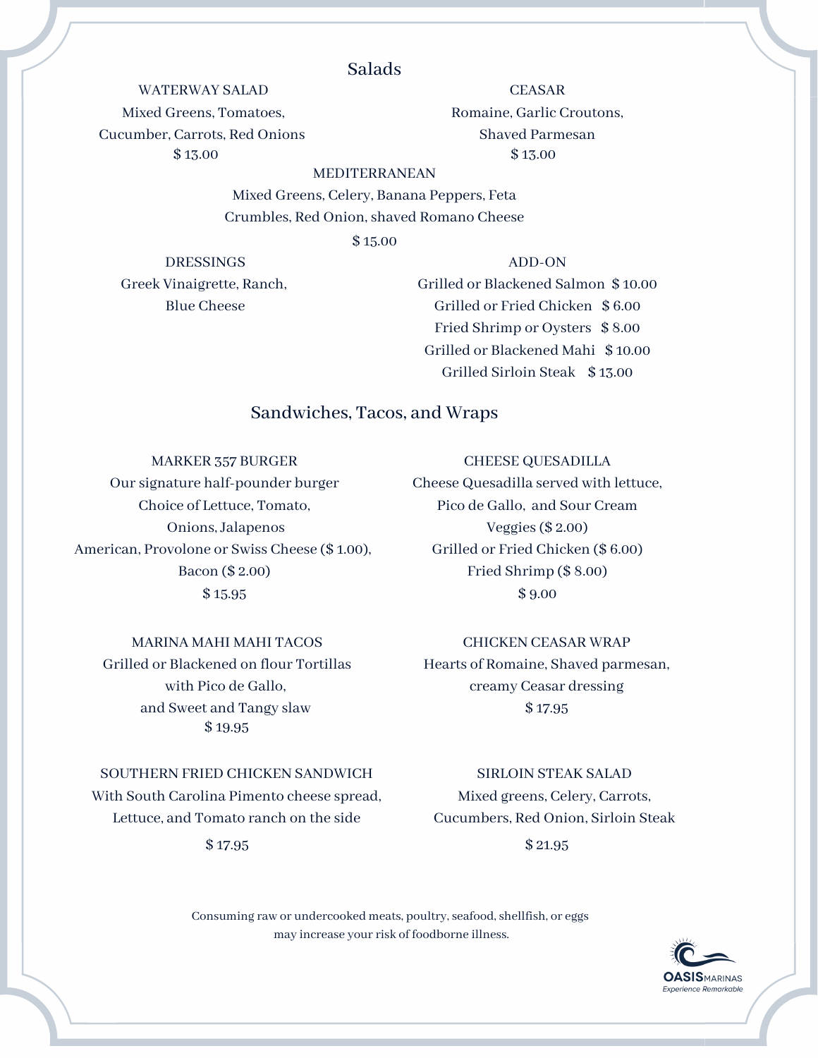## Salads

### WATERWAY SALAD

Mixed Greens, Tomatoes,
Cucumber, Carrots, Red Onions
$ 13.00

### CEASAR

Romaine, Garlic Croutons,
Shaved Parmesan
$ 13.00

### MEDITERRANEAN

Mixed Greens, Celery, Banana Peppers, Feta
Crumbles, Red Onion, shaved Romano Cheese

$ 15.00

### DRESSINGS

Greek Vinaigrette, Ranch,
Blue Cheese

### ADD-ON

Grilled or Blackened Salmon $ 10.00
Grilled or Fried Chicken $ 6.00
Fried Shrimp or Oysters $ 8.00
Grilled or Blackened Mahi $ 10.00
Grilled Sirloin Steak $ 13.00

## Sandwiches, Tacos, and Wraps

### MARKER 357 BURGER

Our signature half-pounder burger
Choice of Lettuce, Tomato,
Onions, Jalapenos
American, Provolone or Swiss Cheese ($ 1.00),
Bacon ($ 2.00)
$ 15.95

### CHEESE QUESADILLA

Cheese Quesadilla served with lettuce,
Pico de Gallo, and Sour Cream
Veggies ($ 2.00)
Grilled or Fried Chicken ($ 6.00)
Fried Shrimp ($ 8.00)
$ 9.00

### MARINA MAHI MAHI TACOS

Grilled or Blackened on flour Tortillas
with Pico de Gallo,
and Sweet and Tangy slaw
$ 19.95

### CHICKEN CEASAR WRAP

Hearts of Romaine, Shaved parmesan,
creamy Ceasar dressing
$ 17.95

### SOUTHERN FRIED CHICKEN SANDWICH

With South Carolina Pimento cheese spread,
Lettuce, and Tomato ranch on the side

$ 17.95

### SIRLOIN STEAK SALAD

Mixed greens, Celery, Carrots,
Cucumbers, Red Onion, Sirloin Steak

$ 21.95

Consuming raw or undercooked meats, poultry, seafood, shellfish, or eggs
may increase your risk of foodborne illness.

OASIS MARINAS
*Experience Remarkable*